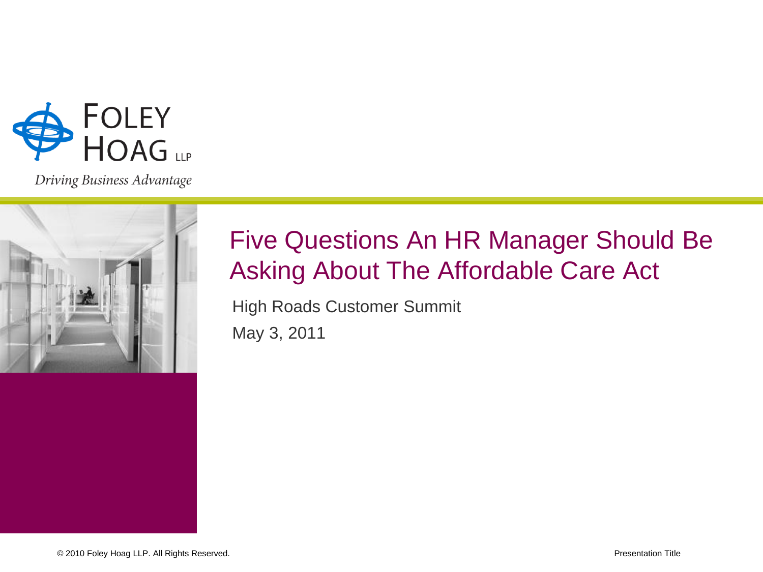# Five Questions An HR Manager Should Be Asking About The Affordable Care Act

High Roads Customer Summit

May 3, 2011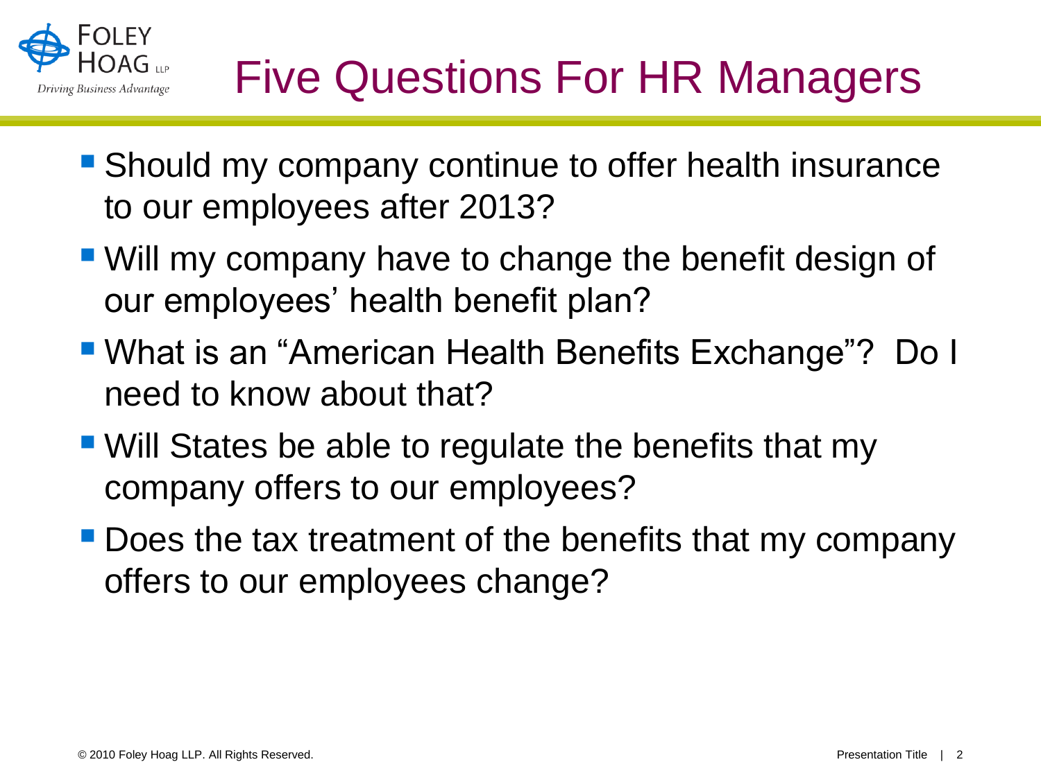# Five Questions For HR Managers

- Should my company continue to offer health insurance to our employees after 2013?
- Will my company have to change the benefit design of our employees' health benefit plan?
- What is an "American Health Benefits Exchange"? Do I need to know about that?
- Will States be able to regulate the benefits that my company offers to our employees?
- Does the tax treatment of the benefits that my company offers to our employees change?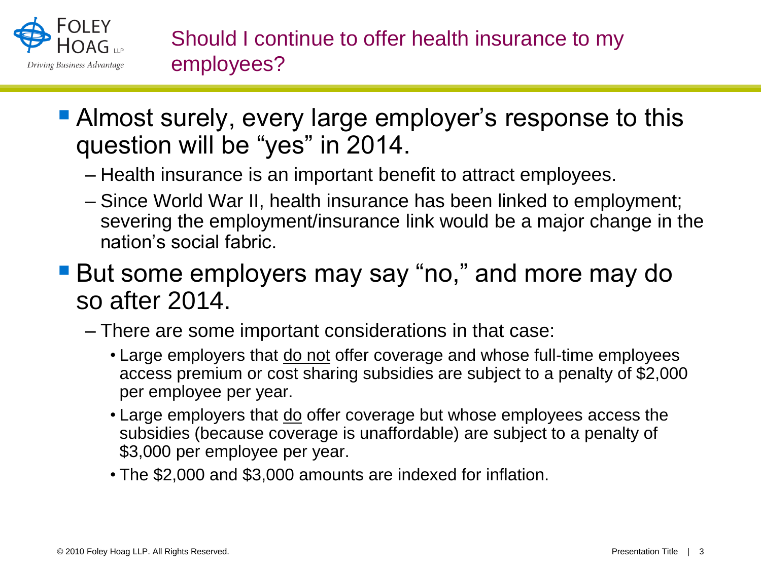# Should I continue to offer health insurance to my employees?

- Almost surely, every large employer's response to this question will be "yes" in 2014.
  - Health insurance is an important benefit to attract employees.
  - Since World War II, health insurance has been linked to employment; severing the employment/insurance link would be a major change in the nation's social fabric.
- But some employers may say "no," and more may do so after 2014.
  - There are some important considerations in that case:
    - Large employers that <u>do not</u> offer coverage and whose full-time employees access premium or cost sharing subsidies are subject to a penalty of $2,000 per employee per year.
    - Large employers that <u>do</u> offer coverage but whose employees access the subsidies (because coverage is unaffordable) are subject to a penalty of $3,000 per employee per year.
    - The $2,000 and $3,000 amounts are indexed for inflation.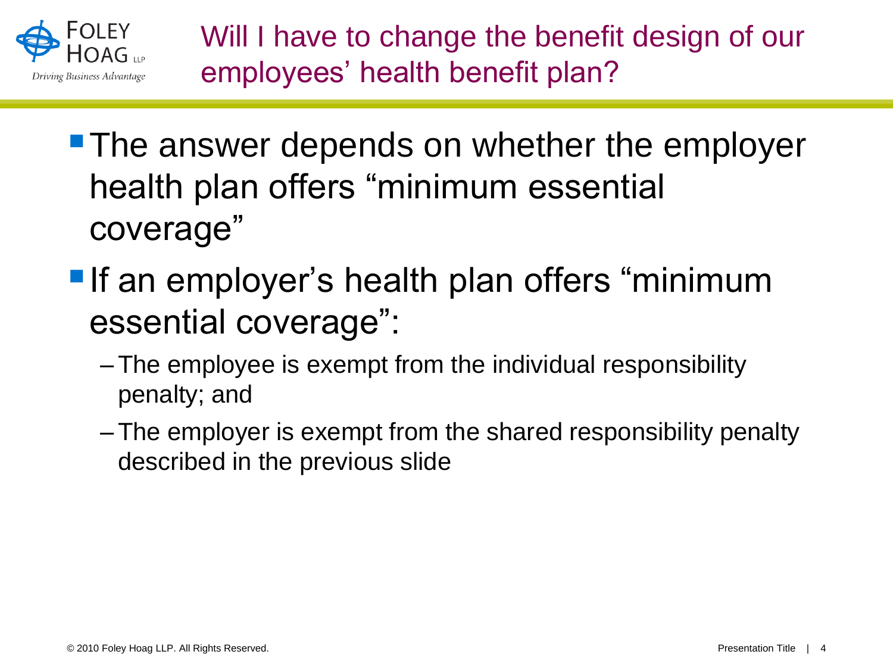# Will I have to change the benefit design of our employees' health benefit plan?

- The answer depends on whether the employer health plan offers "minimum essential coverage"
- If an employer's health plan offers "minimum essential coverage":
  - The employee is exempt from the individual responsibility penalty; and
  - The employer is exempt from the shared responsibility penalty described in the previous slide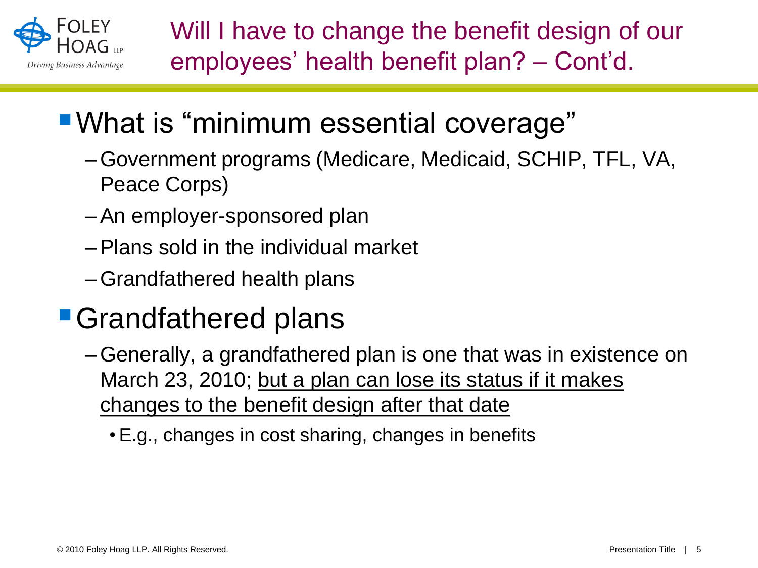# Will I have to change the benefit design of our employees' health benefit plan? – Cont'd.

## What is "minimum essential coverage"

- Government programs (Medicare, Medicaid, SCHIP, TFL, VA, Peace Corps)
- An employer-sponsored plan
- Plans sold in the individual market
- Grandfathered health plans

## Grandfathered plans

- Generally, a grandfathered plan is one that was in existence on March 23, 2010; <u>but a plan can lose its status if it makes changes to the benefit design after that date</u>
  - E.g., changes in cost sharing, changes in benefits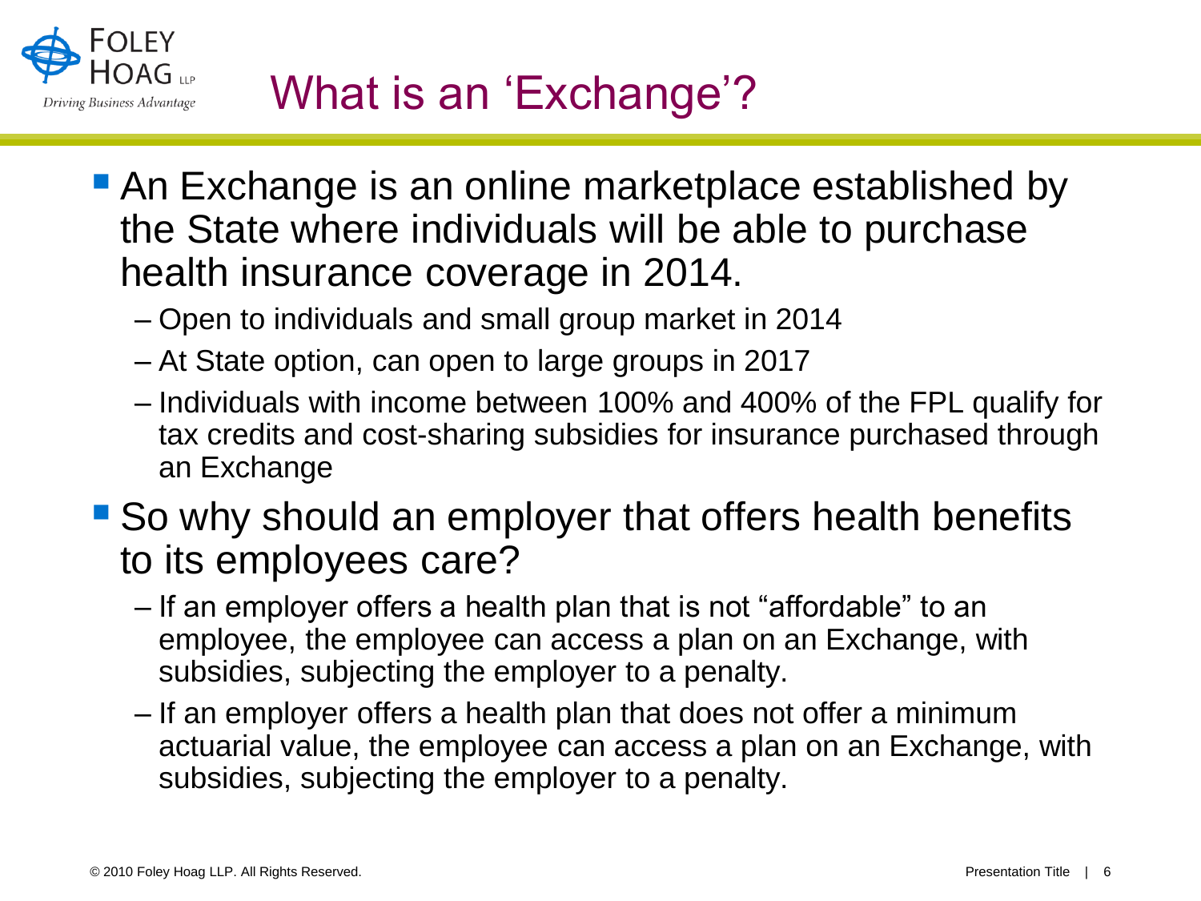# What is an 'Exchange'?

- An Exchange is an online marketplace established by the State where individuals will be able to purchase health insurance coverage in 2014.
  - Open to individuals and small group market in 2014
  - At State option, can open to large groups in 2017
  - Individuals with income between 100% and 400% of the FPL qualify for tax credits and cost-sharing subsidies for insurance purchased through an Exchange
- So why should an employer that offers health benefits to its employees care?
  - If an employer offers a health plan that is not "affordable" to an employee, the employee can access a plan on an Exchange, with subsidies, subjecting the employer to a penalty.
  - If an employer offers a health plan that does not offer a minimum actuarial value, the employee can access a plan on an Exchange, with subsidies, subjecting the employer to a penalty.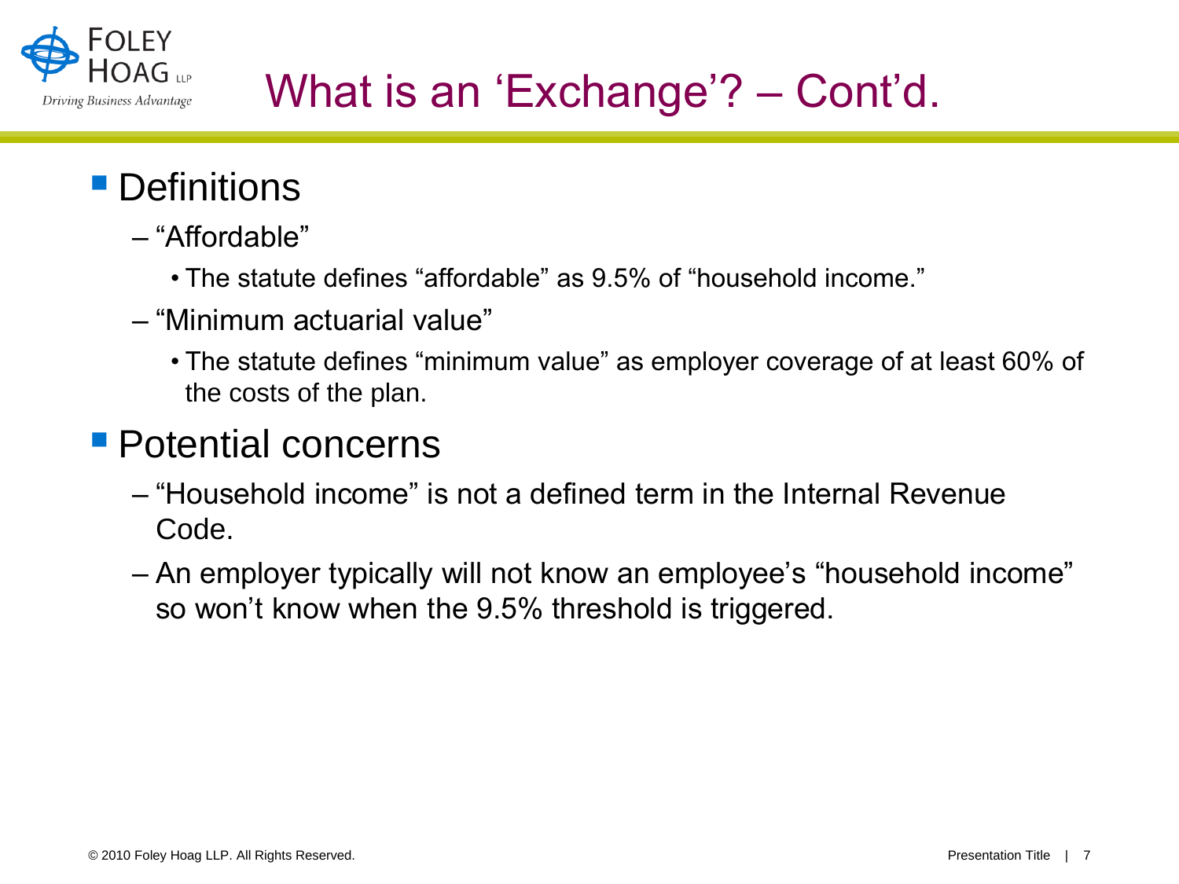# What is an 'Exchange'? – Cont'd.

- Definitions
  - "Affordable"
    - The statute defines "affordable" as 9.5% of "household income."
  - "Minimum actuarial value"
    - The statute defines "minimum value" as employer coverage of at least 60% of the costs of the plan.
- Potential concerns
  - "Household income" is not a defined term in the Internal Revenue Code.
  - An employer typically will not know an employee's "household income" so won't know when the 9.5% threshold is triggered.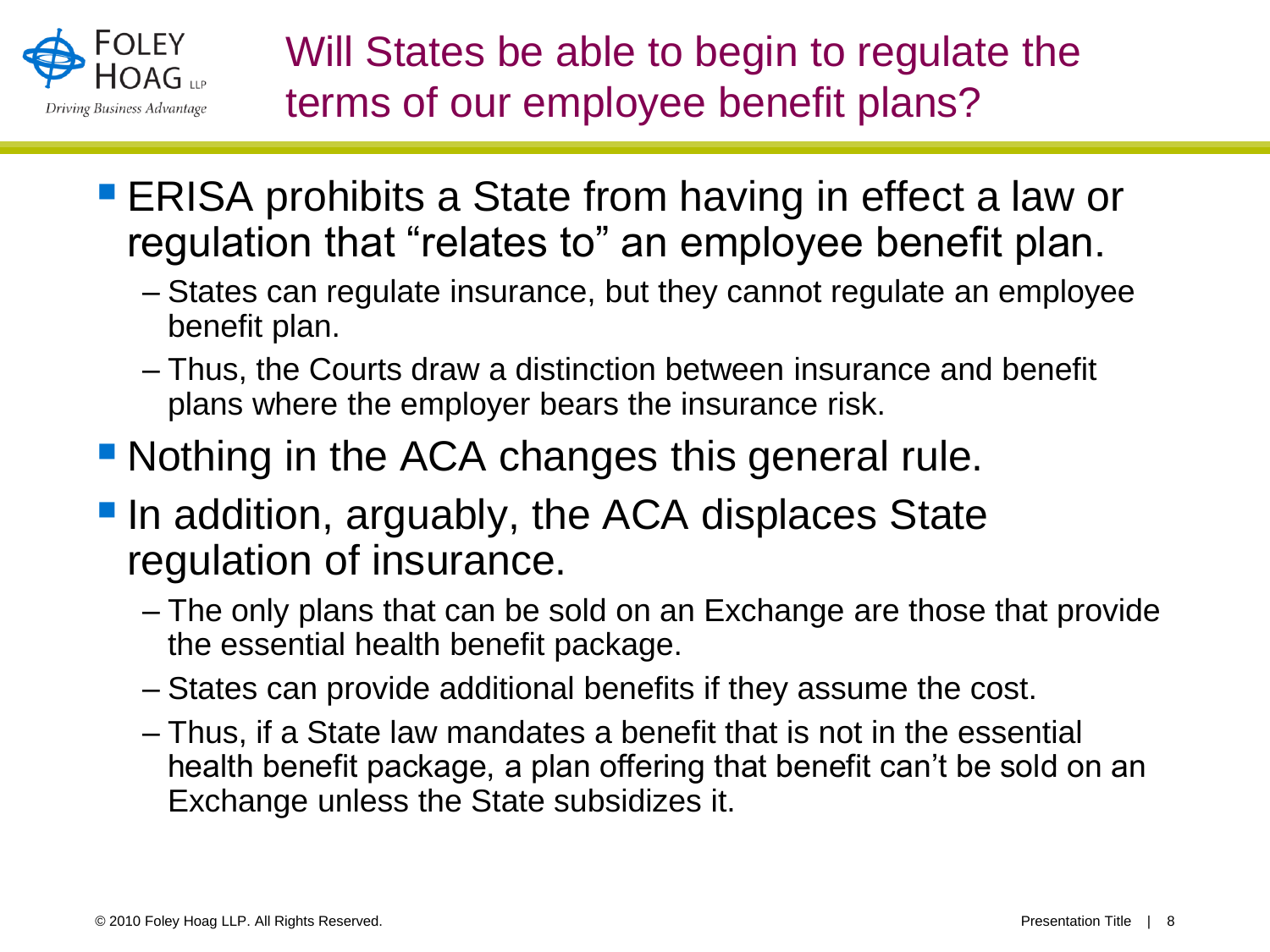# Will States be able to begin to regulate the terms of our employee benefit plans?

- ERISA prohibits a State from having in effect a law or regulation that "relates to" an employee benefit plan.
  - States can regulate insurance, but they cannot regulate an employee benefit plan.
  - Thus, the Courts draw a distinction between insurance and benefit plans where the employer bears the insurance risk.
- Nothing in the ACA changes this general rule.
- In addition, arguably, the ACA displaces State regulation of insurance.
  - The only plans that can be sold on an Exchange are those that provide the essential health benefit package.
  - States can provide additional benefits if they assume the cost.
  - Thus, if a State law mandates a benefit that is not in the essential health benefit package, a plan offering that benefit can't be sold on an Exchange unless the State subsidizes it.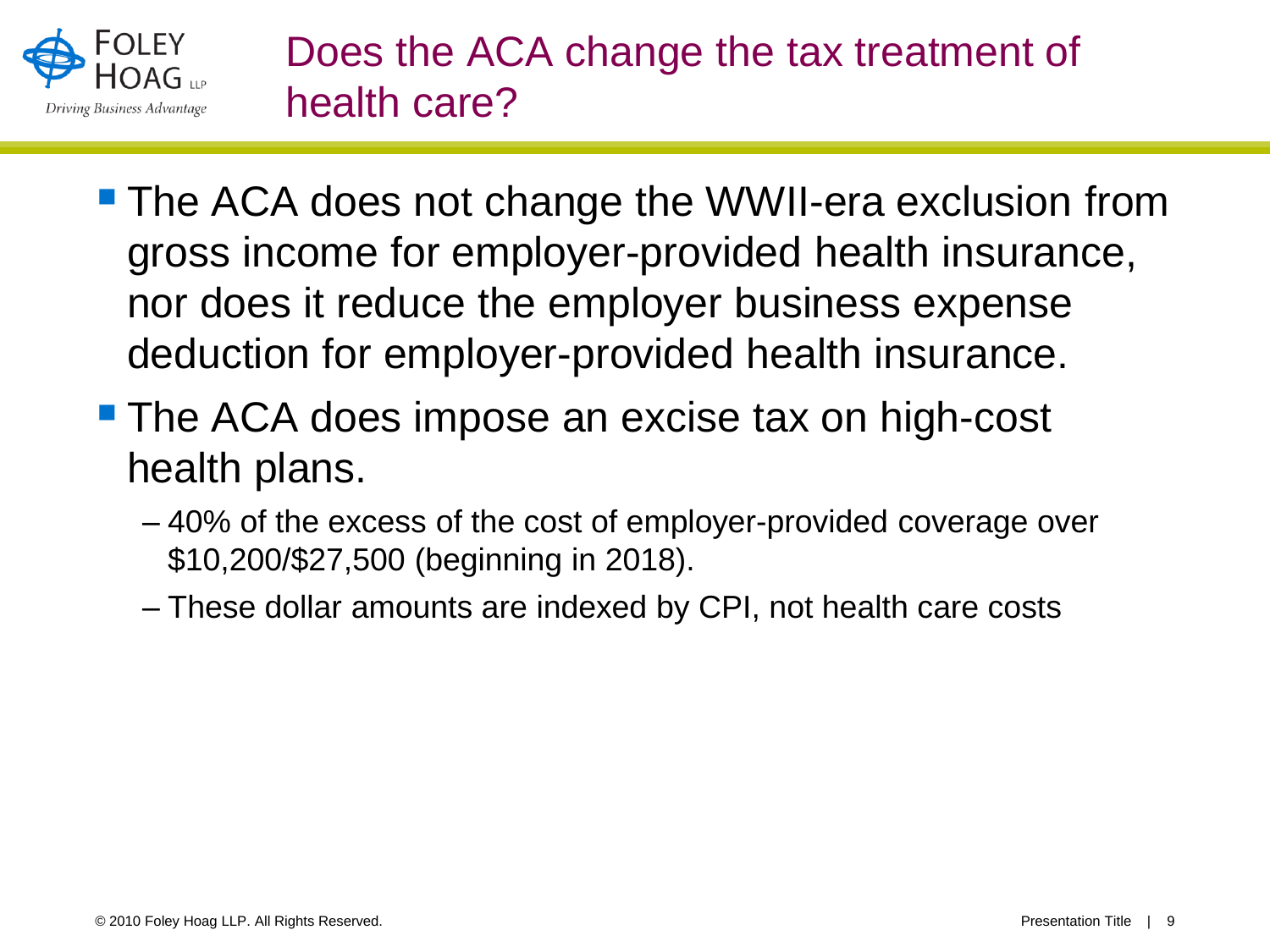# Does the ACA change the tax treatment of health care?

- The ACA does not change the WWII-era exclusion from gross income for employer-provided health insurance, nor does it reduce the employer business expense deduction for employer-provided health insurance.
- The ACA does impose an excise tax on high-cost health plans.
  - 40% of the excess of the cost of employer-provided coverage over $10,200/$27,500 (beginning in 2018).
  - These dollar amounts are indexed by CPI, not health care costs

© 2010 Foley Hoag LLP. All Rights Reserved.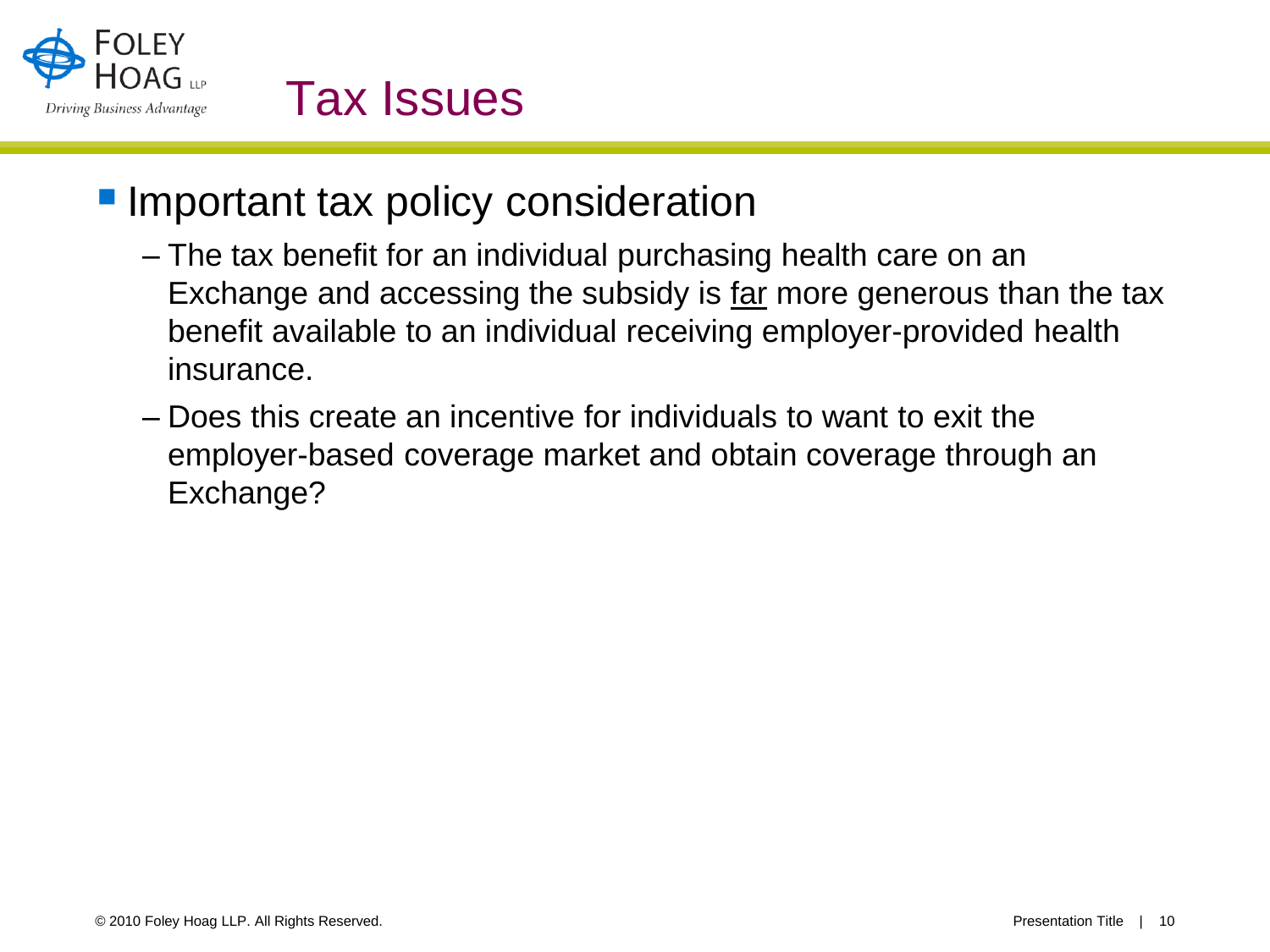# Tax Issues

- Important tax policy consideration
  - The tax benefit for an individual purchasing health care on an Exchange and accessing the subsidy is <u>far</u> more generous than the tax benefit available to an individual receiving employer-provided health insurance.
  - Does this create an incentive for individuals to want to exit the employer-based coverage market and obtain coverage through an Exchange?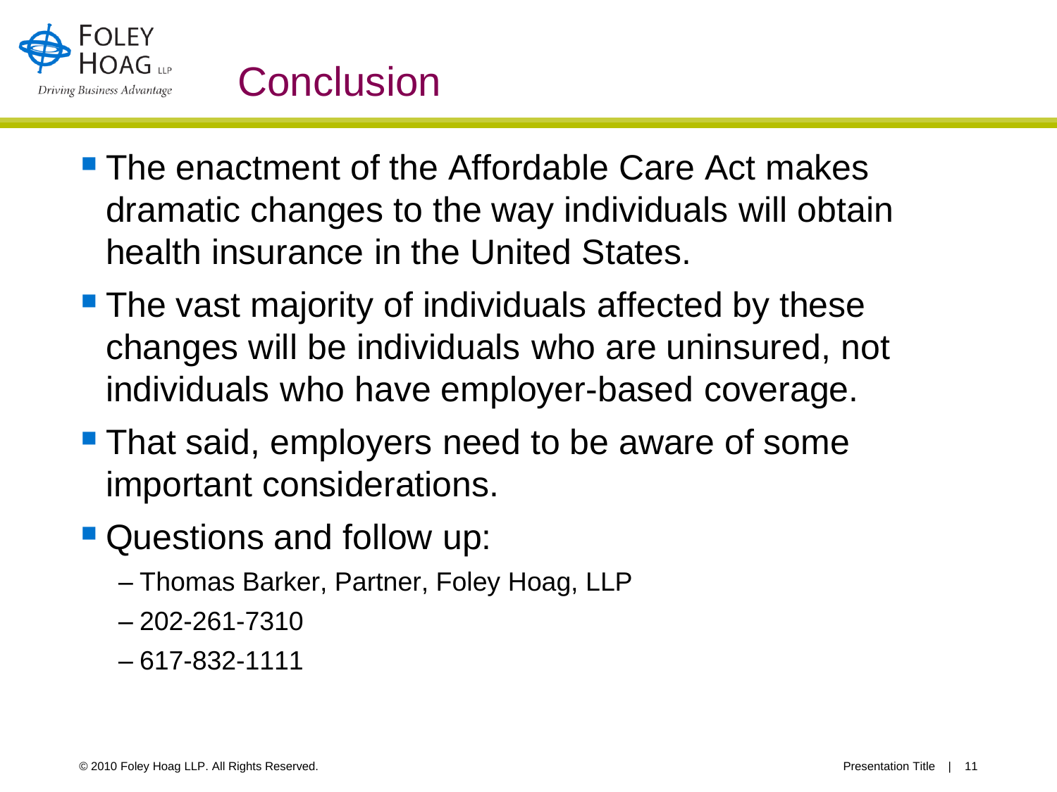# Conclusion

- The enactment of the Affordable Care Act makes dramatic changes to the way individuals will obtain health insurance in the United States.
- The vast majority of individuals affected by these changes will be individuals who are uninsured, not individuals who have employer-based coverage.
- That said, employers need to be aware of some important considerations.
- Questions and follow up:
  - Thomas Barker, Partner, Foley Hoag, LLP
  - 202-261-7310
  - 617-832-1111